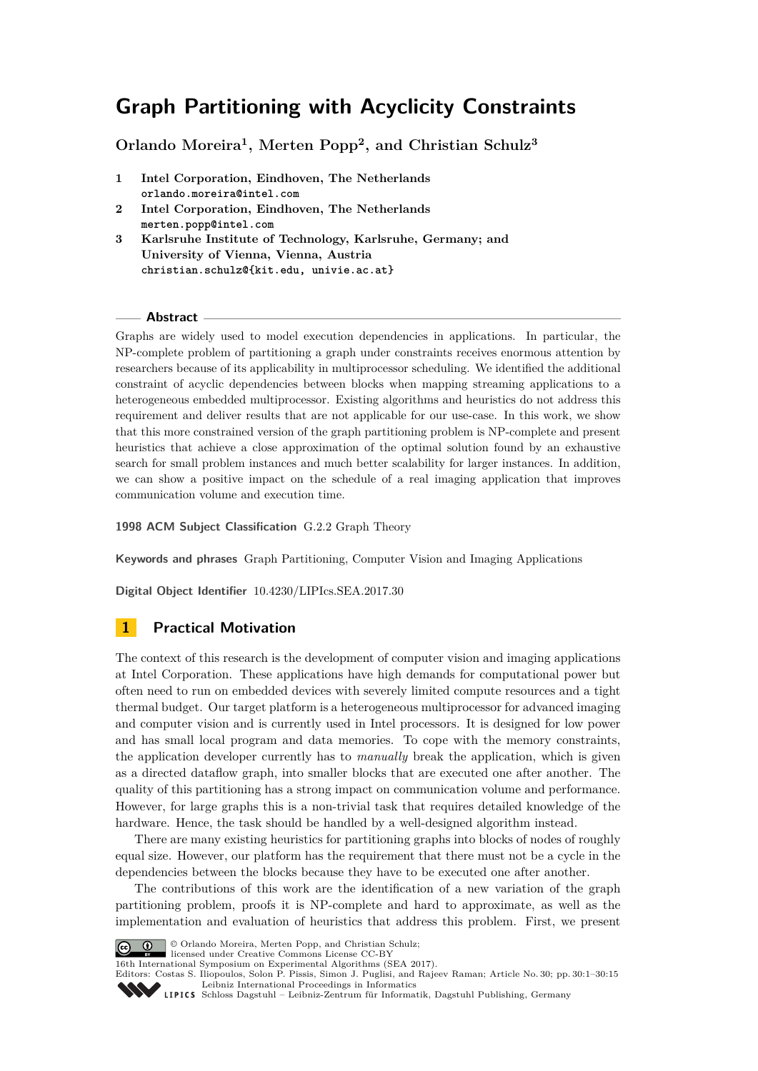# Graph Partitioning with Acyclicity Constraints

**Orlando Moreira[1], Merten Popp[2], and Christian Schulz[3]**

1. **Intel Corporation, Eindhoven, The Netherlands**
   orlando.moreira@intel.com
2. **Intel Corporation, Eindhoven, The Netherlands**
   merten.popp@intel.com
3. **Karlsruhe Institute of Technology, Karlsruhe, Germany; and University of Vienna, Vienna, Austria**
   christian.schulz@{kit.edu, univie.ac.at}

## Abstract

Graphs are widely used to model execution dependencies in applications. In particular, the NP-complete problem of partitioning a graph under constraints receives enormous attention by researchers because of its applicability in multiprocessor scheduling. We identified the additional constraint of acyclic dependencies between blocks when mapping streaming applications to a heterogeneous embedded multiprocessor. Existing algorithms and heuristics do not address this requirement and deliver results that are not applicable for our use-case. In this work, we show that this more constrained version of the graph partitioning problem is NP-complete and present heuristics that achieve a close approximation of the optimal solution found by an exhaustive search for small problem instances and much better scalability for larger instances. In addition, we can show a positive impact on the schedule of a real imaging application that improves communication volume and execution time.

**1998 ACM Subject Classification** G.2.2 Graph Theory

**Keywords and phrases** Graph Partitioning, Computer Vision and Imaging Applications

**Digital Object Identifier** 10.4230/LIPIcs.SEA.2017.30

## 1 Practical Motivation

The context of this research is the development of computer vision and imaging applications at Intel Corporation. These applications have high demands for computational power but often need to run on embedded devices with severely limited compute resources and a tight thermal budget. Our target platform is a heterogeneous multiprocessor for advanced imaging and computer vision and is currently used in Intel processors. It is designed for low power and has small local program and data memories. To cope with the memory constraints, the application developer currently has to *manually* break the application, which is given as a directed dataflow graph, into smaller blocks that are executed one after another. The quality of this partitioning has a strong impact on communication volume and performance. However, for large graphs this is a non-trivial task that requires detailed knowledge of the hardware. Hence, the task should be handled by a well-designed algorithm instead.

There are many existing heuristics for partitioning graphs into blocks of nodes of roughly equal size. However, our platform has the requirement that there must not be a cycle in the dependencies between the blocks because they have to be executed one after another.

The contributions of this work are the identification of a new variation of the graph partitioning problem, proofs it is NP-complete and hard to approximate, as well as the implementation and evaluation of heuristics that address this problem. First, we present

© Orlando Moreira, Merten Popp, and Christian Schulz;
licensed under Creative Commons License CC-BY
16th International Symposium on Experimental Algorithms (SEA 2017).
Editors: Costas S. Iliopoulos, Solon P. Pissis, Simon J. Puglisi, and Rajeev Raman; Article No. 30; pp. 30:1–30:15
Leibniz International Proceedings in Informatics
Schloss Dagstuhl – Leibniz-Zentrum für Informatik, Dagstuhl Publishing, Germany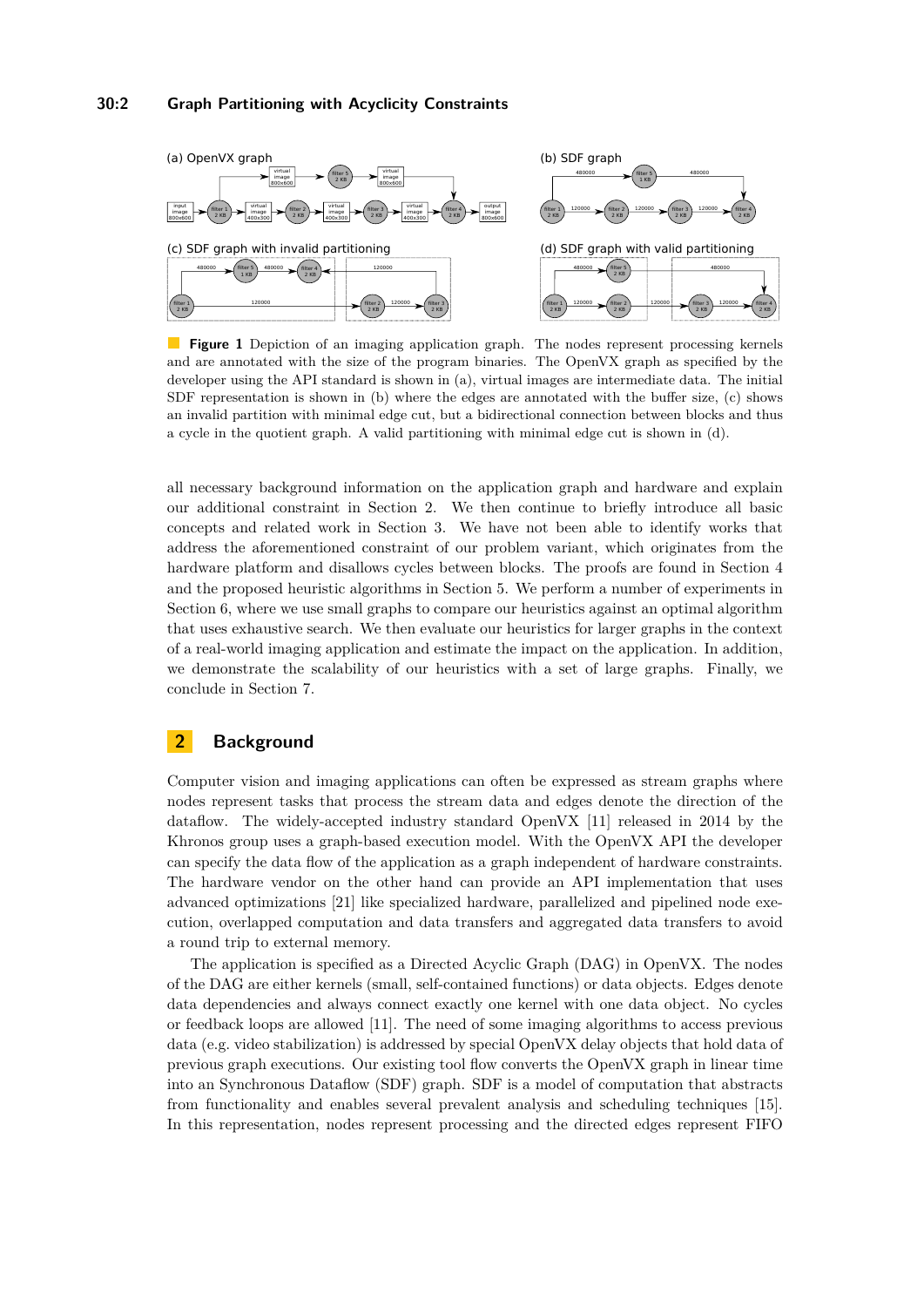**Figure 1** Depiction of an imaging application graph. The nodes represent processing kernels and are annotated with the size of the program binaries. The OpenVX graph as specified by the developer using the API standard is shown in (a), virtual images are intermediate data. The initial SDF representation is shown in (b) where the edges are annotated with the buffer size, (c) shows an invalid partition with minimal edge cut, but a bidirectional connection between blocks and thus a cycle in the quotient graph. A valid partitioning with minimal edge cut is shown in (d).

all necessary background information on the application graph and hardware and explain our additional constraint in Section 2. We then continue to briefly introduce all basic concepts and related work in Section 3. We have not been able to identify works that address the aforementioned constraint of our problem variant, which originates from the hardware platform and disallows cycles between blocks. The proofs are found in Section 4 and the proposed heuristic algorithms in Section 5. We perform a number of experiments in Section 6, where we use small graphs to compare our heuristics against an optimal algorithm that uses exhaustive search. We then evaluate our heuristics for larger graphs in the context of a real-world imaging application and estimate the impact on the application. In addition, we demonstrate the scalability of our heuristics with a set of large graphs. Finally, we conclude in Section 7.

## 2 Background

Computer vision and imaging applications can often be expressed as stream graphs where nodes represent tasks that process the stream data and edges denote the direction of the dataflow. The widely-accepted industry standard OpenVX [11] released in 2014 by the Khronos group uses a graph-based execution model. With the OpenVX API the developer can specify the data flow of the application as a graph independent of hardware constraints. The hardware vendor on the other hand can provide an API implementation that uses advanced optimizations [21] like specialized hardware, parallelized and pipelined node execution, overlapped computation and data transfers and aggregated data transfers to avoid a round trip to external memory.

The application is specified as a Directed Acyclic Graph (DAG) in OpenVX. The nodes of the DAG are either kernels (small, self-contained functions) or data objects. Edges denote data dependencies and always connect exactly one kernel with one data object. No cycles or feedback loops are allowed [11]. The need of some imaging algorithms to access previous data (e.g. video stabilization) is addressed by special OpenVX delay objects that hold data of previous graph executions. Our existing tool flow converts the OpenVX graph in linear time into an Synchronous Dataflow (SDF) graph. SDF is a model of computation that abstracts from functionality and enables several prevalent analysis and scheduling techniques [15]. In this representation, nodes represent processing and the directed edges represent FIFO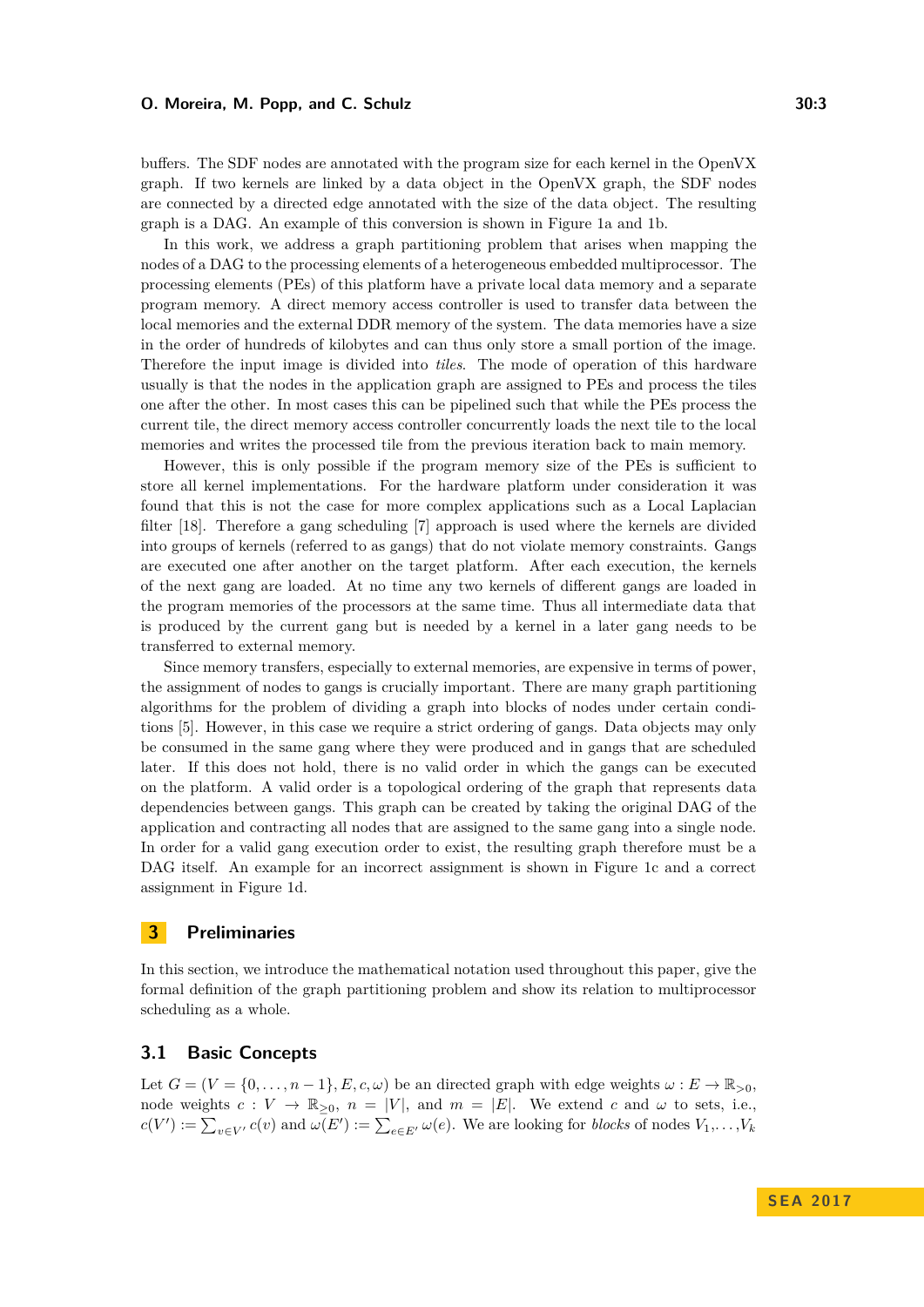buffers. The SDF nodes are annotated with the program size for each kernel in the OpenVX graph. If two kernels are linked by a data object in the OpenVX graph, the SDF nodes are connected by a directed edge annotated with the size of the data object. The resulting graph is a DAG. An example of this conversion is shown in Figure 1a and 1b.

In this work, we address a graph partitioning problem that arises when mapping the nodes of a DAG to the processing elements of a heterogeneous embedded multiprocessor. The processing elements (PEs) of this platform have a private local data memory and a separate program memory. A direct memory access controller is used to transfer data between the local memories and the external DDR memory of the system. The data memories have a size in the order of hundreds of kilobytes and can thus only store a small portion of the image. Therefore the input image is divided into *tiles*. The mode of operation of this hardware usually is that the nodes in the application graph are assigned to PEs and process the tiles one after the other. In most cases this can be pipelined such that while the PEs process the current tile, the direct memory access controller concurrently loads the next tile to the local memories and writes the processed tile from the previous iteration back to main memory.

However, this is only possible if the program memory size of the PEs is sufficient to store all kernel implementations. For the hardware platform under consideration it was found that this is not the case for more complex applications such as a Local Laplacian filter [18]. Therefore a gang scheduling [7] approach is used where the kernels are divided into groups of kernels (referred to as gangs) that do not violate memory constraints. Gangs are executed one after another on the target platform. After each execution, the kernels of the next gang are loaded. At no time any two kernels of different gangs are loaded in the program memories of the processors at the same time. Thus all intermediate data that is produced by the current gang but is needed by a kernel in a later gang needs to be transferred to external memory.

Since memory transfers, especially to external memories, are expensive in terms of power, the assignment of nodes to gangs is crucially important. There are many graph partitioning algorithms for the problem of dividing a graph into blocks of nodes under certain conditions [5]. However, in this case we require a strict ordering of gangs. Data objects may only be consumed in the same gang where they were produced and in gangs that are scheduled later. If this does not hold, there is no valid order in which the gangs can be executed on the platform. A valid order is a topological ordering of the graph that represents data dependencies between gangs. This graph can be created by taking the original DAG of the application and contracting all nodes that are assigned to the same gang into a single node. In order for a valid gang execution order to exist, the resulting graph therefore must be a DAG itself. An example for an incorrect assignment is shown in Figure 1c and a correct assignment in Figure 1d.

## 3 Preliminaries

In this section, we introduce the mathematical notation used throughout this paper, give the formal definition of the graph partitioning problem and show its relation to multiprocessor scheduling as a whole.

### 3.1 Basic Concepts

Let $G = (V = \{0, \ldots, n-1\}, E, c, \omega)$ be an directed graph with edge weights $\omega : E \to \mathbb{R}_{>0}$, node weights $c : V \to \mathbb{R}_{\geq 0}$, $n = |V|$, and $m = |E|$. We extend $c$ and $\omega$ to sets, i.e., $c(V') := \sum_{v \in V'} c(v)$ and $\omega(E') := \sum_{e \in E'} \omega(e)$. We are looking for *blocks* of nodes $V_1, \ldots, V_k$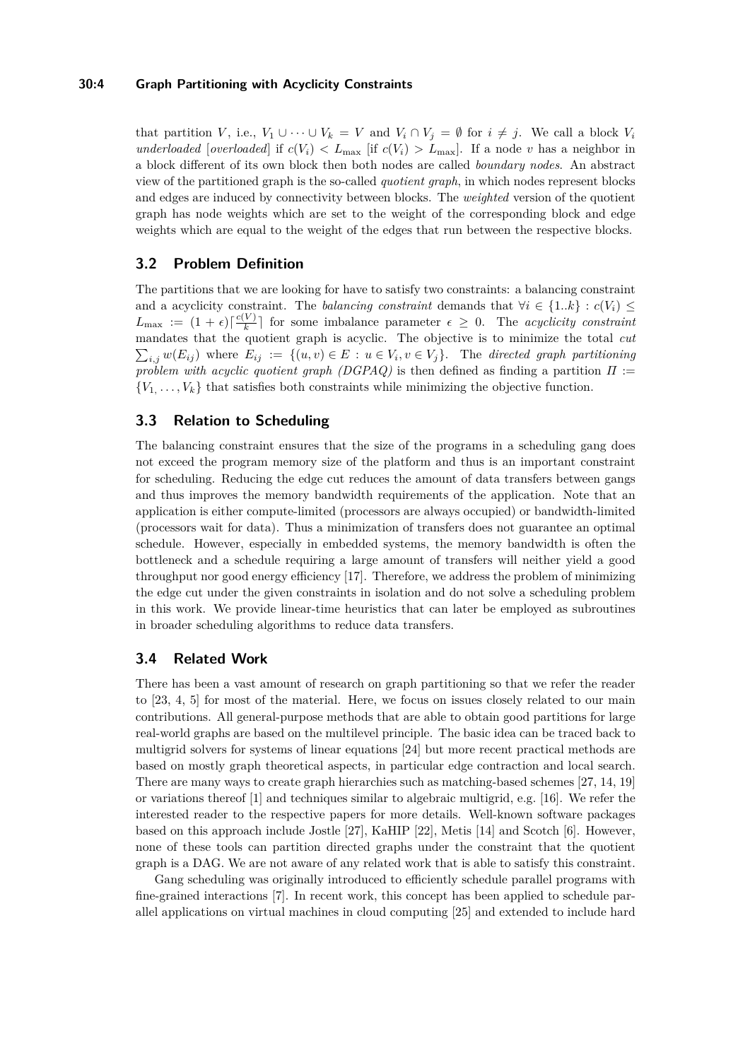that partition $V$, i.e., $V_1 \cup \cdots \cup V_k = V$ and $V_i \cap V_j = \emptyset$ for $i \neq j$. We call a block $V_i$ *underloaded* [*overloaded*] if $c(V_i) < L_{\max}$ [if $c(V_i) > L_{\max}$]. If a node $v$ has a neighbor in a block different of its own block then both nodes are called *boundary nodes*. An abstract view of the partitioned graph is the so-called *quotient graph*, in which nodes represent blocks and edges are induced by connectivity between blocks. The *weighted* version of the quotient graph has node weights which are set to the weight of the corresponding block and edge weights which are equal to the weight of the edges that run between the respective blocks.

## 3.2 Problem Definition

The partitions that we are looking for have to satisfy two constraints: a balancing constraint and a acyclicity constraint. The *balancing constraint* demands that $\forall i \in \{1..k\} : c(V_i) \leq L_{\max} := (1+\epsilon)\lceil \frac{c(V)}{k} \rceil$ for some imbalance parameter $\epsilon \geq 0$. The *acyclicity constraint* mandates that the quotient graph is acyclic. The objective is to minimize the total *cut* $\sum_{i,j} w(E_{ij})$ where $E_{ij} := \{(u,v) \in E : u \in V_i, v \in V_j\}$. The *directed graph partitioning problem with acyclic quotient graph (DGPAQ)* is then defined as finding a partition $\Pi := \{V_1, \ldots, V_k\}$ that satisfies both constraints while minimizing the objective function.

## 3.3 Relation to Scheduling

The balancing constraint ensures that the size of the programs in a scheduling gang does not exceed the program memory size of the platform and thus is an important constraint for scheduling. Reducing the edge cut reduces the amount of data transfers between gangs and thus improves the memory bandwidth requirements of the application. Note that an application is either compute-limited (processors are always occupied) or bandwidth-limited (processors wait for data). Thus a minimization of transfers does not guarantee an optimal schedule. However, especially in embedded systems, the memory bandwidth is often the bottleneck and a schedule requiring a large amount of transfers will neither yield a good throughput nor good energy efficiency [17]. Therefore, we address the problem of minimizing the edge cut under the given constraints in isolation and do not solve a scheduling problem in this work. We provide linear-time heuristics that can later be employed as subroutines in broader scheduling algorithms to reduce data transfers.

## 3.4 Related Work

There has been a vast amount of research on graph partitioning so that we refer the reader to [23, 4, 5] for most of the material. Here, we focus on issues closely related to our main contributions. All general-purpose methods that are able to obtain good partitions for large real-world graphs are based on the multilevel principle. The basic idea can be traced back to multigrid solvers for systems of linear equations [24] but more recent practical methods are based on mostly graph theoretical aspects, in particular edge contraction and local search. There are many ways to create graph hierarchies such as matching-based schemes [27, 14, 19] or variations thereof [1] and techniques similar to algebraic multigrid, e.g. [16]. We refer the interested reader to the respective papers for more details. Well-known software packages based on this approach include Jostle [27], KaHIP [22], Metis [14] and Scotch [6]. However, none of these tools can partition directed graphs under the constraint that the quotient graph is a DAG. We are not aware of any related work that is able to satisfy this constraint.

Gang scheduling was originally introduced to efficiently schedule parallel programs with fine-grained interactions [7]. In recent work, this concept has been applied to schedule parallel applications on virtual machines in cloud computing [25] and extended to include hard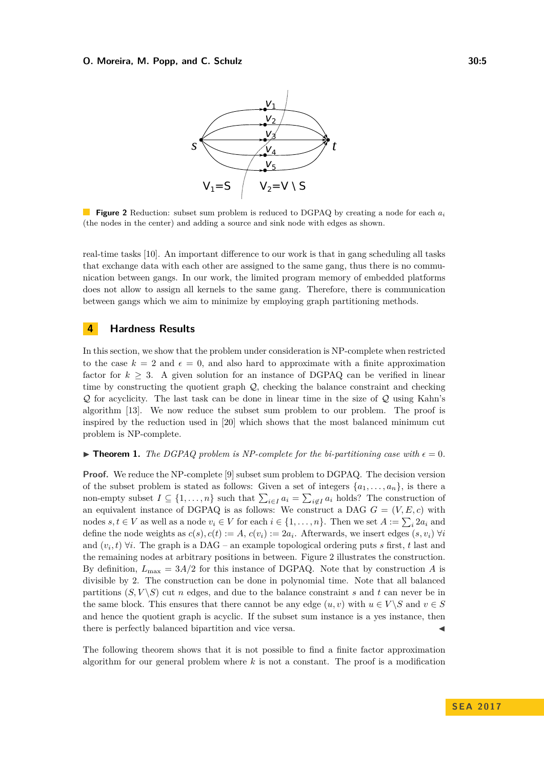**Figure 2** Reduction: subset sum problem is reduced to DGPAQ by creating a node for each $a_i$ (the nodes in the center) and adding a source and sink node with edges as shown.

real-time tasks [10]. An important difference to our work is that in gang scheduling all tasks that exchange data with each other are assigned to the same gang, thus there is no communication between gangs. In our work, the limited program memory of embedded platforms does not allow to assign all kernels to the same gang. Therefore, there is communication between gangs which we aim to minimize by employing graph partitioning methods.

## 4 Hardness Results

In this section, we show that the problem under consideration is NP-complete when restricted to the case $k = 2$ and $\epsilon = 0$, and also hard to approximate with a finite approximation factor for $k \geq 3$. A given solution for an instance of DGPAQ can be verified in linear time by constructing the quotient graph $\mathcal{Q}$, checking the balance constraint and checking $\mathcal{Q}$ for acyclicity. The last task can be done in linear time in the size of $\mathcal{Q}$ using Kahn's algorithm [13]. We now reduce the subset sum problem to our problem. The proof is inspired by the reduction used in [20] which shows that the most balanced minimum cut problem is NP-complete.

▶ **Theorem 1.** *The DGPAQ problem is NP-complete for the bi-partitioning case with* $\epsilon = 0$.

**Proof.** We reduce the NP-complete [9] subset sum problem to DGPAQ. The decision version of the subset problem is stated as follows: Given a set of integers $\{a_1, \ldots, a_n\}$, is there a non-empty subset $I \subseteq \{1, \ldots, n\}$ such that $\sum_{i \in I} a_i = \sum_{i \notin I} a_i$ holds? The construction of an equivalent instance of DGPAQ is as follows: We construct a DAG $G = (V, E, c)$ with nodes $s, t \in V$ as well as a node $v_i \in V$ for each $i \in \{1, \ldots, n\}$. Then we set $A := \sum_i 2a_i$ and define the node weights as $c(s), c(t) := A$, $c(v_i) := 2a_i$. Afterwards, we insert edges $(s, v_i)$ $\forall i$ and $(v_i, t)$ $\forall i$. The graph is a DAG – an example topological ordering puts $s$ first, $t$ last and the remaining nodes at arbitrary positions in between. Figure 2 illustrates the construction. By definition, $L_{\max} = 3A/2$ for this instance of DGPAQ. Note that by construction $A$ is divisible by 2. The construction can be done in polynomial time. Note that all balanced partitions $(S, V \backslash S)$ cut $n$ edges, and due to the balance constraint $s$ and $t$ can never be in the same block. This ensures that there cannot be any edge $(u, v)$ with $u \in V \backslash S$ and $v \in S$ and hence the quotient graph is acyclic. If the subset sum instance is a yes instance, then there is perfectly balanced bipartition and vice versa. ◀

The following theorem shows that it is not possible to find a finite factor approximation algorithm for our general problem where $k$ is not a constant. The proof is a modification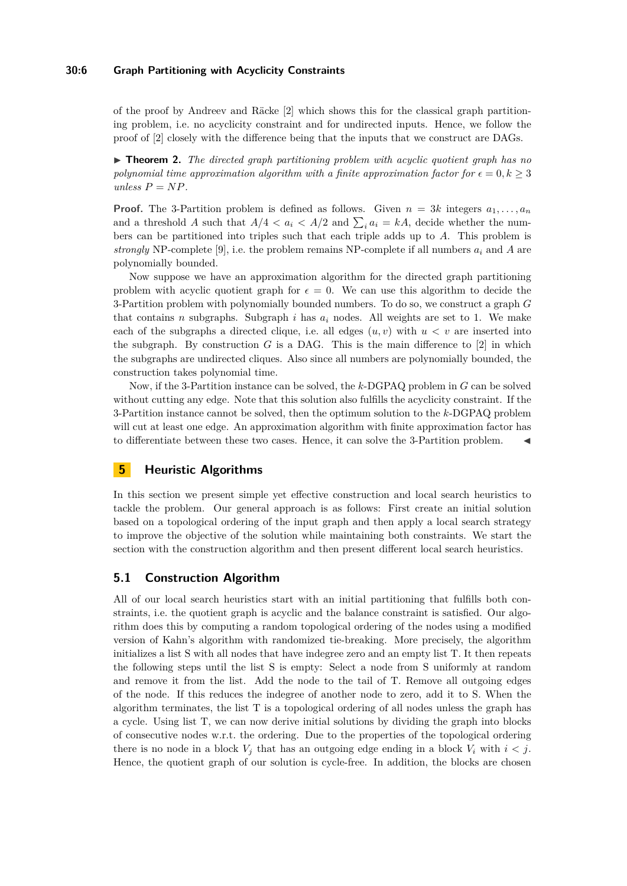of the proof by Andreev and Räcke [2] which shows this for the classical graph partitioning problem, i.e. no acyclicity constraint and for undirected inputs. Hence, we follow the proof of [2] closely with the difference being that the inputs that we construct are DAGs.

▶ **Theorem 2.** *The directed graph partitioning problem with acyclic quotient graph has no polynomial time approximation algorithm with a finite approximation factor for $\epsilon = 0, k \geq 3$ unless $P = NP$.*

**Proof.** The 3-Partition problem is defined as follows. Given $n = 3k$ integers $a_1, \dots, a_n$ and a threshold $A$ such that $A/4 < a_i < A/2$ and $\sum_i a_i = kA$, decide whether the numbers can be partitioned into triples such that each triple adds up to $A$. This problem is *strongly* NP-complete [9], i.e. the problem remains NP-complete if all numbers $a_i$ and $A$ are polynomially bounded.

Now suppose we have an approximation algorithm for the directed graph partitioning problem with acyclic quotient graph for $\epsilon = 0$. We can use this algorithm to decide the 3-Partition problem with polynomially bounded numbers. To do so, we construct a graph $G$ that contains $n$ subgraphs. Subgraph $i$ has $a_i$ nodes. All weights are set to 1. We make each of the subgraphs a directed clique, i.e. all edges $(u, v)$ with $u < v$ are inserted into the subgraph. By construction $G$ is a DAG. This is the main difference to [2] in which the subgraphs are undirected cliques. Also since all numbers are polynomially bounded, the construction takes polynomial time.

Now, if the 3-Partition instance can be solved, the $k$-DGPAQ problem in $G$ can be solved without cutting any edge. Note that this solution also fulfills the acyclicity constraint. If the 3-Partition instance cannot be solved, then the optimum solution to the $k$-DGPAQ problem will cut at least one edge. An approximation algorithm with finite approximation factor has to differentiate between these two cases. Hence, it can solve the 3-Partition problem. ◀

## 5 Heuristic Algorithms

In this section we present simple yet effective construction and local search heuristics to tackle the problem. Our general approach is as follows: First create an initial solution based on a topological ordering of the input graph and then apply a local search strategy to improve the objective of the solution while maintaining both constraints. We start the section with the construction algorithm and then present different local search heuristics.

### 5.1 Construction Algorithm

All of our local search heuristics start with an initial partitioning that fulfills both constraints, i.e. the quotient graph is acyclic and the balance constraint is satisfied. Our algorithm does this by computing a random topological ordering of the nodes using a modified version of Kahn's algorithm with randomized tie-breaking. More precisely, the algorithm initializes a list S with all nodes that have indegree zero and an empty list T. It then repeats the following steps until the list S is empty: Select a node from S uniformly at random and remove it from the list. Add the node to the tail of T. Remove all outgoing edges of the node. If this reduces the indegree of another node to zero, add it to S. When the algorithm terminates, the list T is a topological ordering of all nodes unless the graph has a cycle. Using list T, we can now derive initial solutions by dividing the graph into blocks of consecutive nodes w.r.t. the ordering. Due to the properties of the topological ordering there is no node in a block $V_j$ that has an outgoing edge ending in a block $V_i$ with $i < j$. Hence, the quotient graph of our solution is cycle-free. In addition, the blocks are chosen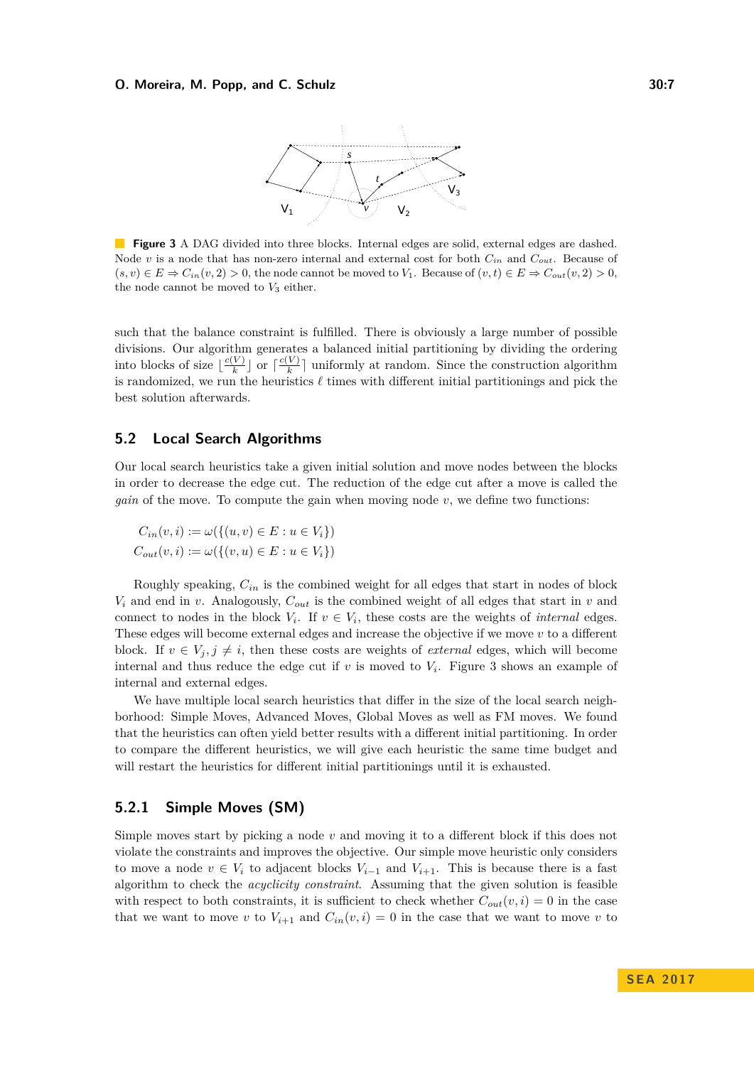**Figure 3** A DAG divided into three blocks. Internal edges are solid, external edges are dashed. Node $v$ is a node that has non-zero internal and external cost for both $C_{in}$ and $C_{out}$. Because of $(s,v) \in E \Rightarrow C_{in}(v,2) > 0$, the node cannot be moved to $V_1$. Because of $(v,t) \in E \Rightarrow C_{out}(v,2) > 0$, the node cannot be moved to $V_3$ either.

such that the balance constraint is fulfilled. There is obviously a large number of possible divisions. Our algorithm generates a balanced initial partitioning by dividing the ordering into blocks of size $\lfloor \frac{c(V)}{k} \rfloor$ or $\lceil \frac{c(V)}{k} \rceil$ uniformly at random. Since the construction algorithm is randomized, we run the heuristics $\ell$ times with different initial partitionings and pick the best solution afterwards.

## 5.2 Local Search Algorithms

Our local search heuristics take a given initial solution and move nodes between the blocks in order to decrease the edge cut. The reduction of the edge cut after a move is called the *gain* of the move. To compute the gain when moving node $v$, we define two functions:

$$C_{in}(v,i) := \omega(\{(u,v) \in E : u \in V_i\})$$
$$C_{out}(v,i) := \omega(\{(v,u) \in E : u \in V_i\})$$

Roughly speaking, $C_{in}$ is the combined weight for all edges that start in nodes of block $V_i$ and end in $v$. Analogously, $C_{out}$ is the combined weight of all edges that start in $v$ and connect to nodes in the block $V_i$. If $v \in V_i$, these costs are the weights of *internal* edges. These edges will become external edges and increase the objective if we move $v$ to a different block. If $v \in V_j, j \neq i$, then these costs are weights of *external* edges, which will become internal and thus reduce the edge cut if $v$ is moved to $V_i$. Figure 3 shows an example of internal and external edges.

We have multiple local search heuristics that differ in the size of the local search neighborhood: Simple Moves, Advanced Moves, Global Moves as well as FM moves. We found that the heuristics can often yield better results with a different initial partitioning. In order to compare the different heuristics, we will give each heuristic the same time budget and will restart the heuristics for different initial partitionings until it is exhausted.

### 5.2.1 Simple Moves (SM)

Simple moves start by picking a node $v$ and moving it to a different block if this does not violate the constraints and improves the objective. Our simple move heuristic only considers to move a node $v \in V_i$ to adjacent blocks $V_{i-1}$ and $V_{i+1}$. This is because there is a fast algorithm to check the *acyclicity constraint*. Assuming that the given solution is feasible with respect to both constraints, it is sufficient to check whether $C_{out}(v,i) = 0$ in the case that we want to move $v$ to $V_{i+1}$ and $C_{in}(v,i) = 0$ in the case that we want to move $v$ to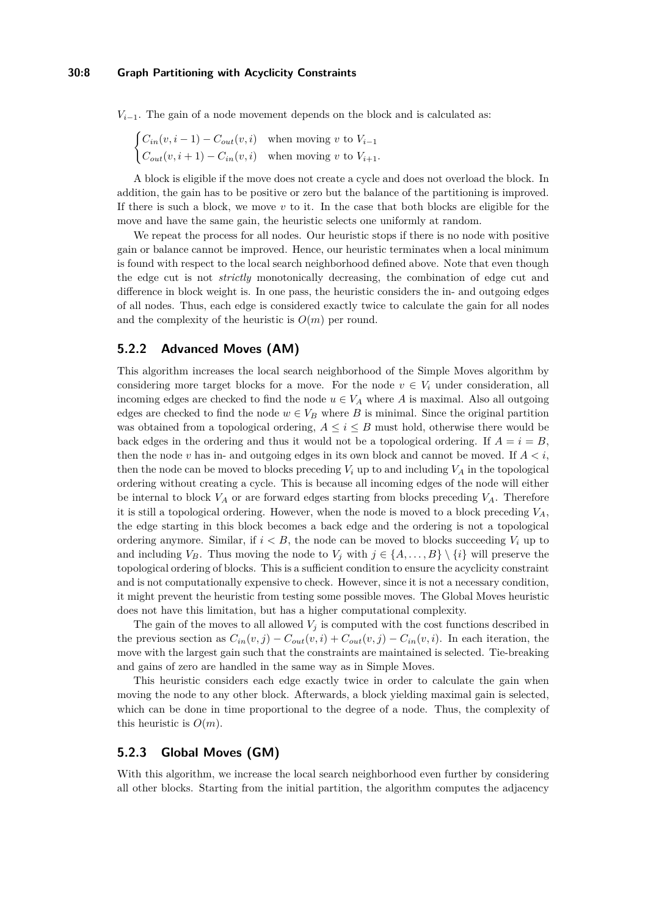$V_{i-1}$. The gain of a node movement depends on the block and is calculated as:

$$\begin{cases} C_{in}(v, i-1) - C_{out}(v, i) & \text{when moving } v \text{ to } V_{i-1} \\ C_{out}(v, i+1) - C_{in}(v, i) & \text{when moving } v \text{ to } V_{i+1}. \end{cases}$$

A block is eligible if the move does not create a cycle and does not overload the block. In addition, the gain has to be positive or zero but the balance of the partitioning is improved. If there is such a block, we move $v$ to it. In the case that both blocks are eligible for the move and have the same gain, the heuristic selects one uniformly at random.

We repeat the process for all nodes. Our heuristic stops if there is no node with positive gain or balance cannot be improved. Hence, our heuristic terminates when a local minimum is found with respect to the local search neighborhood defined above. Note that even though the edge cut is not *strictly* monotonically decreasing, the combination of edge cut and difference in block weight is. In one pass, the heuristic considers the in- and outgoing edges of all nodes. Thus, each edge is considered exactly twice to calculate the gain for all nodes and the complexity of the heuristic is $O(m)$ per round.

### 5.2.2 Advanced Moves (AM)

This algorithm increases the local search neighborhood of the Simple Moves algorithm by considering more target blocks for a move. For the node $v \in V_i$ under consideration, all incoming edges are checked to find the node $u \in V_A$ where $A$ is maximal. Also all outgoing edges are checked to find the node $w \in V_B$ where $B$ is minimal. Since the original partition was obtained from a topological ordering, $A \leq i \leq B$ must hold, otherwise there would be back edges in the ordering and thus it would not be a topological ordering. If $A = i = B$, then the node $v$ has in- and outgoing edges in its own block and cannot be moved. If $A < i$, then the node can be moved to blocks preceding $V_i$ up to and including $V_A$ in the topological ordering without creating a cycle. This is because all incoming edges of the node will either be internal to block $V_A$ or are forward edges starting from blocks preceding $V_A$. Therefore it is still a topological ordering. However, when the node is moved to a block preceding $V_A$, the edge starting in this block becomes a back edge and the ordering is not a topological ordering anymore. Similar, if $i < B$, the node can be moved to blocks succeeding $V_i$ up to and including $V_B$. Thus moving the node to $V_j$ with $j \in \{A, \ldots, B\} \setminus \{i\}$ will preserve the topological ordering of blocks. This is a sufficient condition to ensure the acyclicity constraint and is not computationally expensive to check. However, since it is not a necessary condition, it might prevent the heuristic from testing some possible moves. The Global Moves heuristic does not have this limitation, but has a higher computational complexity.

The gain of the moves to all allowed $V_j$ is computed with the cost functions described in the previous section as $C_{in}(v, j) - C_{out}(v, i) + C_{out}(v, j) - C_{in}(v, i)$. In each iteration, the move with the largest gain such that the constraints are maintained is selected. Tie-breaking and gains of zero are handled in the same way as in Simple Moves.

This heuristic considers each edge exactly twice in order to calculate the gain when moving the node to any other block. Afterwards, a block yielding maximal gain is selected, which can be done in time proportional to the degree of a node. Thus, the complexity of this heuristic is $O(m)$.

### 5.2.3 Global Moves (GM)

With this algorithm, we increase the local search neighborhood even further by considering all other blocks. Starting from the initial partition, the algorithm computes the adjacency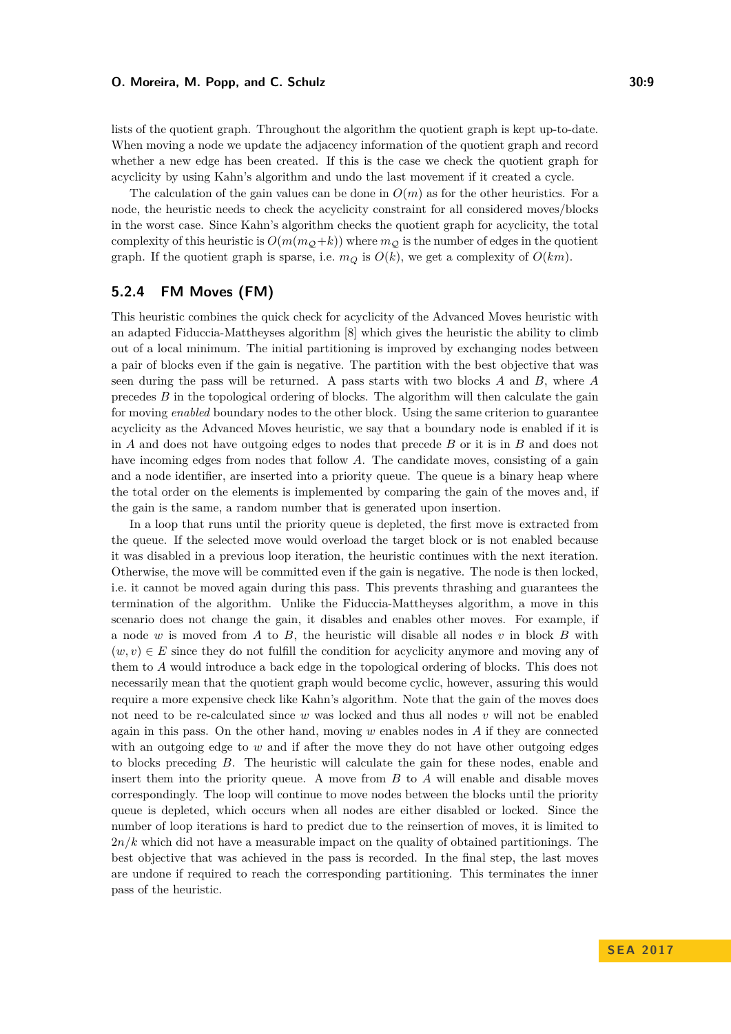lists of the quotient graph. Throughout the algorithm the quotient graph is kept up-to-date. When moving a node we update the adjacency information of the quotient graph and record whether a new edge has been created. If this is the case we check the quotient graph for acyclicity by using Kahn's algorithm and undo the last movement if it created a cycle.

The calculation of the gain values can be done in $O(m)$ as for the other heuristics. For a node, the heuristic needs to check the acyclicity constraint for all considered moves/blocks in the worst case. Since Kahn's algorithm checks the quotient graph for acyclicity, the total complexity of this heuristic is $O(m(m_{\mathcal{Q}}+k))$ where $m_{\mathcal{Q}}$ is the number of edges in the quotient graph. If the quotient graph is sparse, i.e. $m_{Q}$ is $O(k)$, we get a complexity of $O(km)$.

### 5.2.4 FM Moves (FM)

This heuristic combines the quick check for acyclicity of the Advanced Moves heuristic with an adapted Fiduccia-Mattheyses algorithm [8] which gives the heuristic the ability to climb out of a local minimum. The initial partitioning is improved by exchanging nodes between a pair of blocks even if the gain is negative. The partition with the best objective that was seen during the pass will be returned. A pass starts with two blocks $A$ and $B$, where $A$ precedes $B$ in the topological ordering of blocks. The algorithm will then calculate the gain for moving *enabled* boundary nodes to the other block. Using the same criterion to guarantee acyclicity as the Advanced Moves heuristic, we say that a boundary node is enabled if it is in $A$ and does not have outgoing edges to nodes that precede $B$ or it is in $B$ and does not have incoming edges from nodes that follow $A$. The candidate moves, consisting of a gain and a node identifier, are inserted into a priority queue. The queue is a binary heap where the total order on the elements is implemented by comparing the gain of the moves and, if the gain is the same, a random number that is generated upon insertion.

In a loop that runs until the priority queue is depleted, the first move is extracted from the queue. If the selected move would overload the target block or is not enabled because it was disabled in a previous loop iteration, the heuristic continues with the next iteration. Otherwise, the move will be committed even if the gain is negative. The node is then locked, i.e. it cannot be moved again during this pass. This prevents thrashing and guarantees the termination of the algorithm. Unlike the Fiduccia-Mattheyses algorithm, a move in this scenario does not change the gain, it disables and enables other moves. For example, if a node $w$ is moved from $A$ to $B$, the heuristic will disable all nodes $v$ in block $B$ with $(w, v) \in E$ since they do not fulfill the condition for acyclicity anymore and moving any of them to $A$ would introduce a back edge in the topological ordering of blocks. This does not necessarily mean that the quotient graph would become cyclic, however, assuring this would require a more expensive check like Kahn's algorithm. Note that the gain of the moves does not need to be re-calculated since $w$ was locked and thus all nodes $v$ will not be enabled again in this pass. On the other hand, moving $w$ enables nodes in $A$ if they are connected with an outgoing edge to $w$ and if after the move they do not have other outgoing edges to blocks preceding $B$. The heuristic will calculate the gain for these nodes, enable and insert them into the priority queue. A move from $B$ to $A$ will enable and disable moves correspondingly. The loop will continue to move nodes between the blocks until the priority queue is depleted, which occurs when all nodes are either disabled or locked. Since the number of loop iterations is hard to predict due to the reinsertion of moves, it is limited to $2n/k$ which did not have a measurable impact on the quality of obtained partitionings. The best objective that was achieved in the pass is recorded. In the final step, the last moves are undone if required to reach the corresponding partitioning. This terminates the inner pass of the heuristic.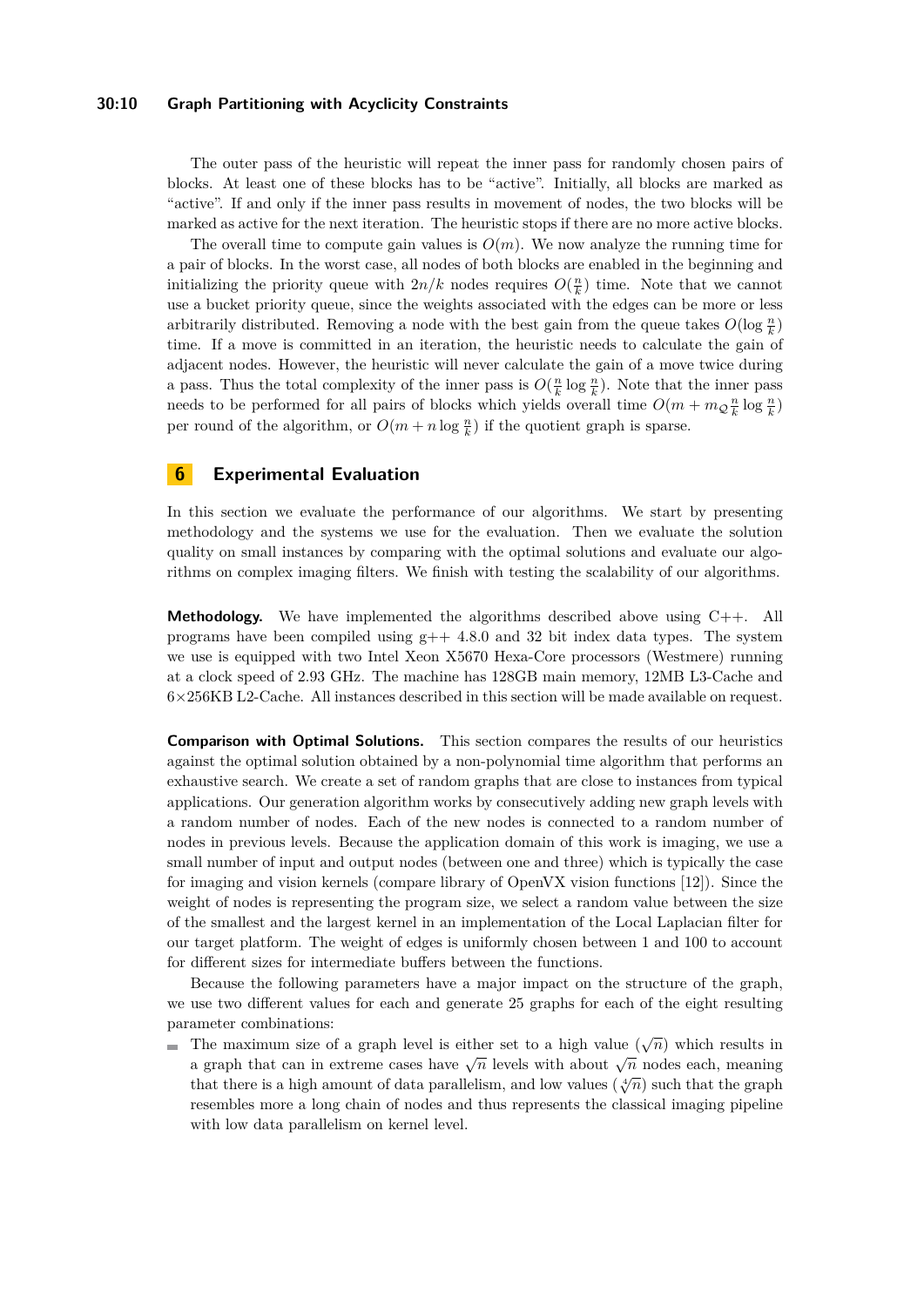The outer pass of the heuristic will repeat the inner pass for randomly chosen pairs of blocks. At least one of these blocks has to be "active". Initially, all blocks are marked as "active". If and only if the inner pass results in movement of nodes, the two blocks will be marked as active for the next iteration. The heuristic stops if there are no more active blocks.

The overall time to compute gain values is $O(m)$. We now analyze the running time for a pair of blocks. In the worst case, all nodes of both blocks are enabled in the beginning and initializing the priority queue with $2n/k$ nodes requires $O(\frac{n}{k})$ time. Note that we cannot use a bucket priority queue, since the weights associated with the edges can be more or less arbitrarily distributed. Removing a node with the best gain from the queue takes $O(\log \frac{n}{k})$ time. If a move is committed in an iteration, the heuristic needs to calculate the gain of adjacent nodes. However, the heuristic will never calculate the gain of a move twice during a pass. Thus the total complexity of the inner pass is $O(\frac{n}{k} \log \frac{n}{k})$. Note that the inner pass needs to be performed for all pairs of blocks which yields overall time $O(m + m_{\mathcal{Q}} \frac{n}{k} \log \frac{n}{k})$ per round of the algorithm, or $O(m + n \log \frac{n}{k})$ if the quotient graph is sparse.

# 6 Experimental Evaluation

In this section we evaluate the performance of our algorithms. We start by presenting methodology and the systems we use for the evaluation. Then we evaluate the solution quality on small instances by comparing with the optimal solutions and evaluate our algorithms on complex imaging filters. We finish with testing the scalability of our algorithms.

**Methodology.** We have implemented the algorithms described above using C++. All programs have been compiled using g++ 4.8.0 and 32 bit index data types. The system we use is equipped with two Intel Xeon X5670 Hexa-Core processors (Westmere) running at a clock speed of 2.93 GHz. The machine has 128GB main memory, 12MB L3-Cache and 6×256KB L2-Cache. All instances described in this section will be made available on request.

**Comparison with Optimal Solutions.** This section compares the results of our heuristics against the optimal solution obtained by a non-polynomial time algorithm that performs an exhaustive search. We create a set of random graphs that are close to instances from typical applications. Our generation algorithm works by consecutively adding new graph levels with a random number of nodes. Each of the new nodes is connected to a random number of nodes in previous levels. Because the application domain of this work is imaging, we use a small number of input and output nodes (between one and three) which is typically the case for imaging and vision kernels (compare library of OpenVX vision functions [12]). Since the weight of nodes is representing the program size, we select a random value between the size of the smallest and the largest kernel in an implementation of the Local Laplacian filter for our target platform. The weight of edges is uniformly chosen between 1 and 100 to account for different sizes for intermediate buffers between the functions.

Because the following parameters have a major impact on the structure of the graph, we use two different values for each and generate 25 graphs for each of the eight resulting parameter combinations:

- The maximum size of a graph level is either set to a high value ($\sqrt{n}$) which results in a graph that can in extreme cases have $\sqrt{n}$ levels with about $\sqrt{n}$ nodes each, meaning that there is a high amount of data parallelism, and low values ($\sqrt[4]{n}$) such that the graph resembles more a long chain of nodes and thus represents the classical imaging pipeline with low data parallelism on kernel level.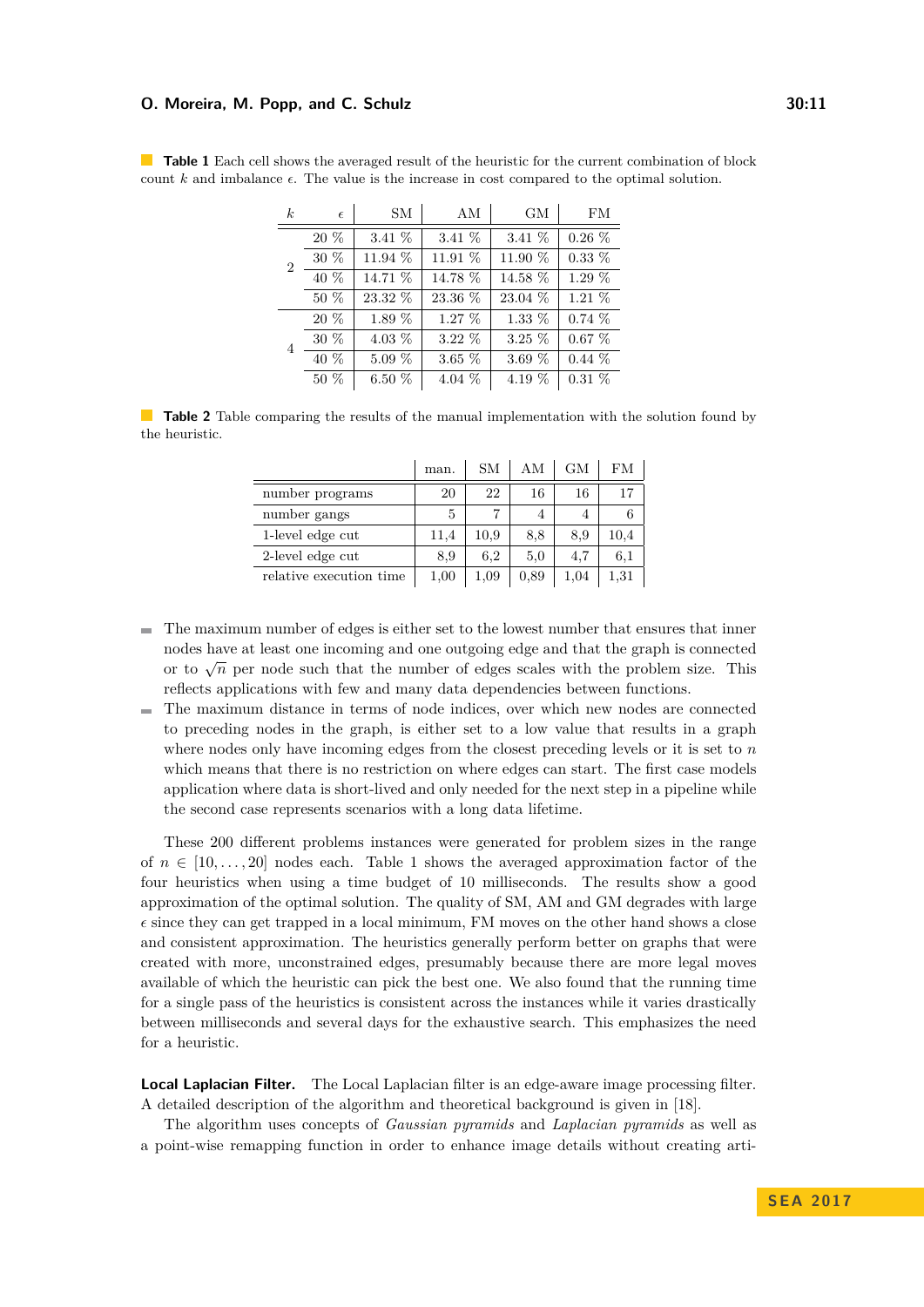**Table 1** Each cell shows the averaged result of the heuristic for the current combination of block count $k$ and imbalance $\epsilon$. The value is the increase in cost compared to the optimal solution.

| $k$ | $\epsilon$ | SM | AM | GM | FM |
|---|---|---|---|---|---|
| 2 | 20 % | 3.41 % | 3.41 % | 3.41 % | 0.26 % |
| | 30 % | 11.94 % | 11.91 % | 11.90 % | 0.33 % |
| | 40 % | 14.71 % | 14.78 % | 14.58 % | 1.29 % |
| | 50 % | 23.32 % | 23.36 % | 23.04 % | 1.21 % |
| 4 | 20 % | 1.89 % | 1.27 % | 1.33 % | 0.74 % |
| | 30 % | 4.03 % | 3.22 % | 3.25 % | 0.67 % |
| | 40 % | 5.09 % | 3.65 % | 3.69 % | 0.44 % |
| | 50 % | 6.50 % | 4.04 % | 4.19 % | 0.31 % |

**Table 2** Table comparing the results of the manual implementation with the solution found by the heuristic.

| | man. | SM | AM | GM | FM |
|---|---|---|---|---|---|
| number programs | 20 | 22 | 16 | 16 | 17 |
| number gangs | 5 | 7 | 4 | 4 | 6 |
| 1-level edge cut | 11,4 | 10,9 | 8,8 | 8,9 | 10,4 |
| 2-level edge cut | 8,9 | 6,2 | 5,0 | 4,7 | 6,1 |
| relative execution time | 1,00 | 1,09 | 0,89 | 1,04 | 1,31 |

- The maximum number of edges is either set to the lowest number that ensures that inner nodes have at least one incoming and one outgoing edge and that the graph is connected or to $\sqrt{n}$ per node such that the number of edges scales with the problem size. This reflects applications with few and many data dependencies between functions.
- The maximum distance in terms of node indices, over which new nodes are connected to preceding nodes in the graph, is either set to a low value that results in a graph where nodes only have incoming edges from the closest preceding levels or it is set to $n$ which means that there is no restriction on where edges can start. The first case models application where data is short-lived and only needed for the next step in a pipeline while the second case represents scenarios with a long data lifetime.

These 200 different problems instances were generated for problem sizes in the range of $n \in [10, \ldots, 20]$ nodes each. Table 1 shows the averaged approximation factor of the four heuristics when using a time budget of 10 milliseconds. The results show a good approximation of the optimal solution. The quality of SM, AM and GM degrades with large $\epsilon$ since they can get trapped in a local minimum, FM moves on the other hand shows a close and consistent approximation. The heuristics generally perform better on graphs that were created with more, unconstrained edges, presumably because there are more legal moves available of which the heuristic can pick the best one. We also found that the running time for a single pass of the heuristics is consistent across the instances while it varies drastically between milliseconds and several days for the exhaustive search. This emphasizes the need for a heuristic.

**Local Laplacian Filter.** The Local Laplacian filter is an edge-aware image processing filter. A detailed description of the algorithm and theoretical background is given in [18].

The algorithm uses concepts of *Gaussian pyramids* and *Laplacian pyramids* as well as a point-wise remapping function in order to enhance image details without creating arti-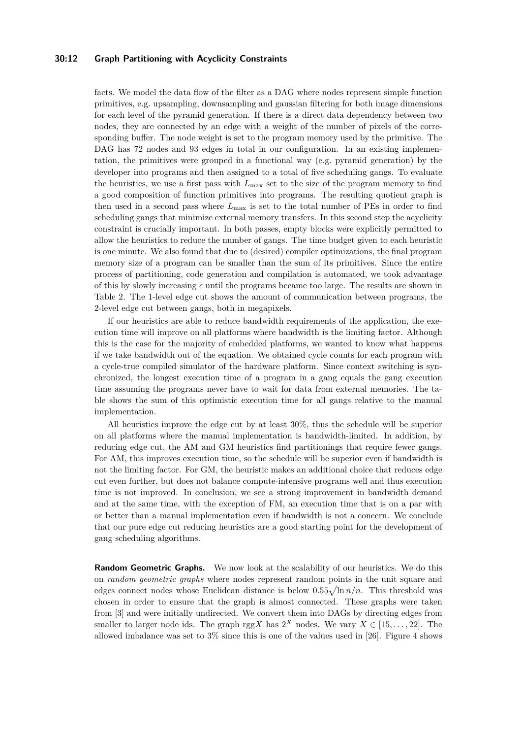facts. We model the data flow of the filter as a DAG where nodes represent simple function primitives, e.g. upsampling, downsampling and gaussian filtering for both image dimensions for each level of the pyramid generation. If there is a direct data dependency between two nodes, they are connected by an edge with a weight of the number of pixels of the corresponding buffer. The node weight is set to the program memory used by the primitive. The DAG has 72 nodes and 93 edges in total in our configuration. In an existing implementation, the primitives were grouped in a functional way (e.g. pyramid generation) by the developer into programs and then assigned to a total of five scheduling gangs. To evaluate the heuristics, we use a first pass with $L_{\max}$ set to the size of the program memory to find a good composition of function primitives into programs. The resulting quotient graph is then used in a second pass where $L_{\max}$ is set to the total number of PEs in order to find scheduling gangs that minimize external memory transfers. In this second step the acyclicity constraint is crucially important. In both passes, empty blocks were explicitly permitted to allow the heuristics to reduce the number of gangs. The time budget given to each heuristic is one minute. We also found that due to (desired) compiler optimizations, the final program memory size of a program can be smaller than the sum of its primitives. Since the entire process of partitioning, code generation and compilation is automated, we took advantage of this by slowly increasing $\epsilon$ until the programs became too large. The results are shown in Table 2. The 1-level edge cut shows the amount of communication between programs, the 2-level edge cut between gangs, both in megapixels.

If our heuristics are able to reduce bandwidth requirements of the application, the execution time will improve on all platforms where bandwidth is the limiting factor. Although this is the case for the majority of embedded platforms, we wanted to know what happens if we take bandwidth out of the equation. We obtained cycle counts for each program with a cycle-true compiled simulator of the hardware platform. Since context switching is synchronized, the longest execution time of a program in a gang equals the gang execution time assuming the programs never have to wait for data from external memories. The table shows the sum of this optimistic execution time for all gangs relative to the manual implementation.

All heuristics improve the edge cut by at least 30%, thus the schedule will be superior on all platforms where the manual implementation is bandwidth-limited. In addition, by reducing edge cut, the AM and GM heuristics find partitionings that require fewer gangs. For AM, this improves execution time, so the schedule will be superior even if bandwidth is not the limiting factor. For GM, the heuristic makes an additional choice that reduces edge cut even further, but does not balance compute-intensive programs well and thus execution time is not improved. In conclusion, we see a strong improvement in bandwidth demand and at the same time, with the exception of FM, an execution time that is on a par with or better than a manual implementation even if bandwidth is not a concern. We conclude that our pure edge cut reducing heuristics are a good starting point for the development of gang scheduling algorithms.

**Random Geometric Graphs.** We now look at the scalability of our heuristics. We do this on *random geometric graphs* where nodes represent random points in the unit square and edges connect nodes whose Euclidean distance is below $0.55\sqrt{\ln n/n}$. This threshold was chosen in order to ensure that the graph is almost connected. These graphs were taken from [3] and were initially undirected. We convert them into DAGs by directing edges from smaller to larger node ids. The graph rgg$X$ has $2^X$ nodes. We vary $X \in [15, \ldots, 22]$. The allowed imbalance was set to 3% since this is one of the values used in [26]. Figure 4 shows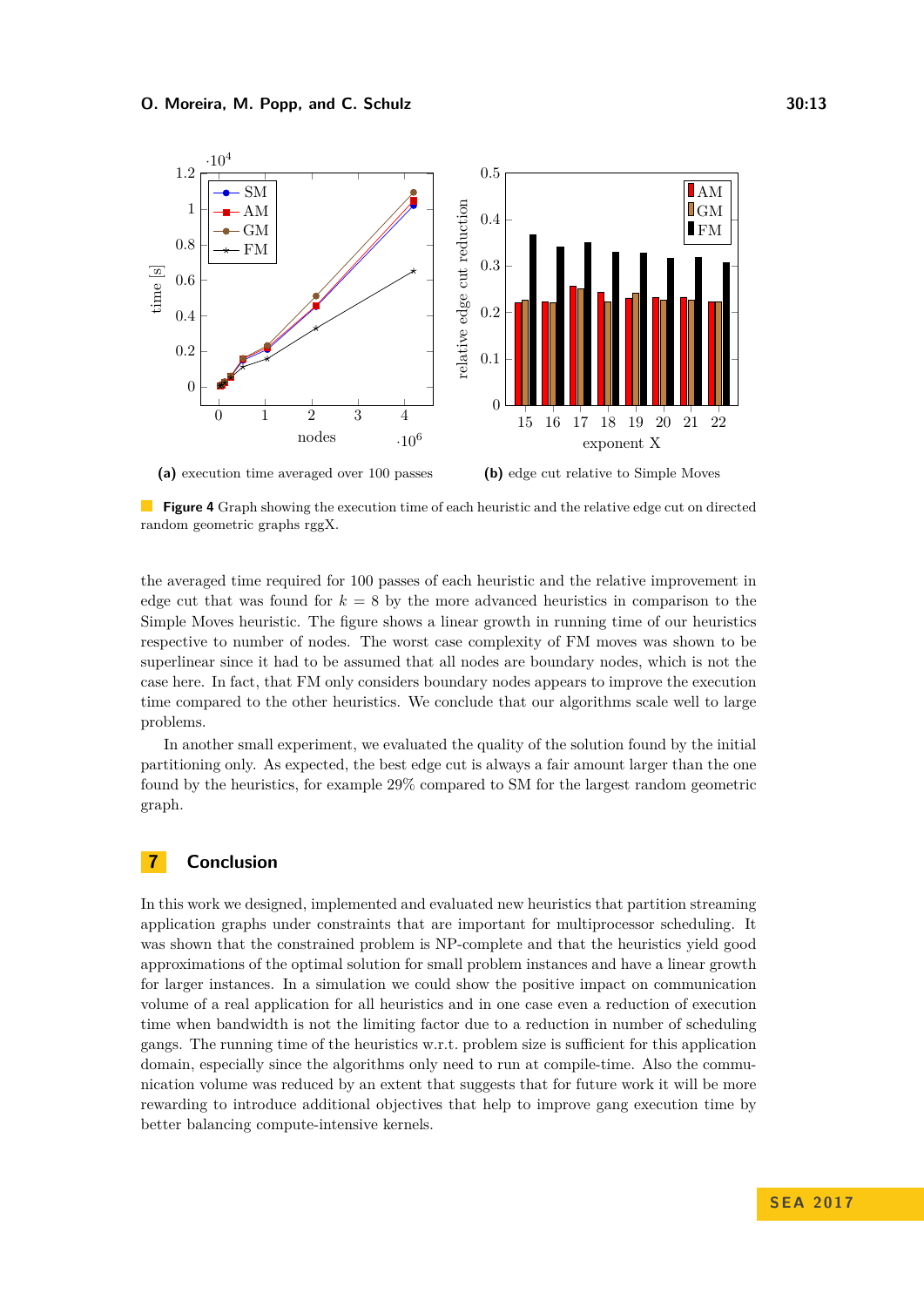(a) execution time averaged over 100 passes

(b) edge cut relative to Simple Moves

**Figure 4** Graph showing the execution time of each heuristic and the relative edge cut on directed random geometric graphs rggX.

the averaged time required for 100 passes of each heuristic and the relative improvement in edge cut that was found for $k = 8$ by the more advanced heuristics in comparison to the Simple Moves heuristic. The figure shows a linear growth in running time of our heuristics respective to number of nodes. The worst case complexity of FM moves was shown to be superlinear since it had to be assumed that all nodes are boundary nodes, which is not the case here. In fact, that FM only considers boundary nodes appears to improve the execution time compared to the other heuristics. We conclude that our algorithms scale well to large problems.

In another small experiment, we evaluated the quality of the solution found by the initial partitioning only. As expected, the best edge cut is always a fair amount larger than the one found by the heuristics, for example 29% compared to SM for the largest random geometric graph.

## 7 Conclusion

In this work we designed, implemented and evaluated new heuristics that partition streaming application graphs under constraints that are important for multiprocessor scheduling. It was shown that the constrained problem is NP-complete and that the heuristics yield good approximations of the optimal solution for small problem instances and have a linear growth for larger instances. In a simulation we could show the positive impact on communication volume of a real application for all heuristics and in one case even a reduction of execution time when bandwidth is not the limiting factor due to a reduction in number of scheduling gangs. The running time of the heuristics w.r.t. problem size is sufficient for this application domain, especially since the algorithms only need to run at compile-time. Also the communication volume was reduced by an extent that suggests that for future work it will be more rewarding to introduce additional objectives that help to improve gang execution time by better balancing compute-intensive kernels.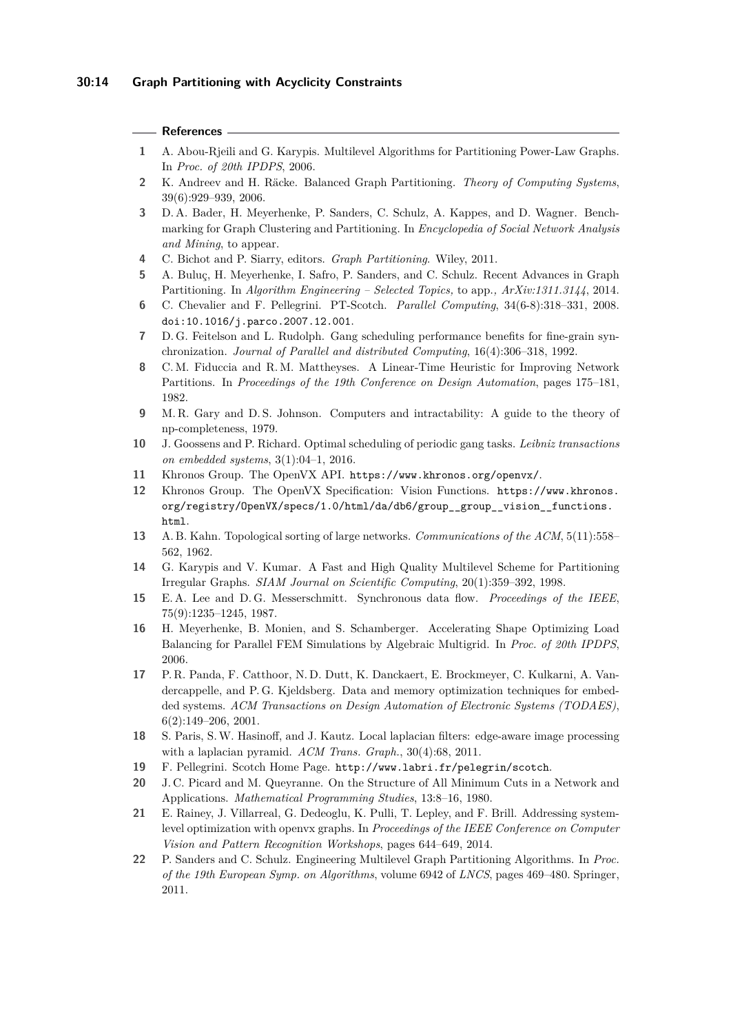## References

1. A. Abou-Rjeili and G. Karypis. Multilevel Algorithms for Partitioning Power-Law Graphs. In *Proc. of 20th IPDPS*, 2006.
2. K. Andreev and H. Räcke. Balanced Graph Partitioning. *Theory of Computing Systems*, 39(6):929–939, 2006.
3. D. A. Bader, H. Meyerhenke, P. Sanders, C. Schulz, A. Kappes, and D. Wagner. Benchmarking for Graph Clustering and Partitioning. In *Encyclopedia of Social Network Analysis and Mining*, to appear.
4. C. Bichot and P. Siarry, editors. *Graph Partitioning*. Wiley, 2011.
5. A. Buluç, H. Meyerhenke, I. Safro, P. Sanders, and C. Schulz. Recent Advances in Graph Partitioning. In *Algorithm Engineering – Selected Topics*, to app.*, ArXiv:1311.3144*, 2014.
6. C. Chevalier and F. Pellegrini. PT-Scotch. *Parallel Computing*, 34(6-8):318–331, 2008. doi:10.1016/j.parco.2007.12.001.
7. D. G. Feitelson and L. Rudolph. Gang scheduling performance benefits for fine-grain synchronization. *Journal of Parallel and distributed Computing*, 16(4):306–318, 1992.
8. C. M. Fiduccia and R. M. Mattheyses. A Linear-Time Heuristic for Improving Network Partitions. In *Proceedings of the 19th Conference on Design Automation*, pages 175–181, 1982.
9. M. R. Gary and D. S. Johnson. Computers and intractability: A guide to the theory of np-completeness, 1979.
10. J. Goossens and P. Richard. Optimal scheduling of periodic gang tasks. *Leibniz transactions on embedded systems*, 3(1):04–1, 2016.
11. Khronos Group. The OpenVX API. https://www.khronos.org/openvx/.
12. Khronos Group. The OpenVX Specification: Vision Functions. https://www.khronos.org/registry/OpenVX/specs/1.0/html/da/db6/group__group__vision__functions.html.
13. A. B. Kahn. Topological sorting of large networks. *Communications of the ACM*, 5(11):558–562, 1962.
14. G. Karypis and V. Kumar. A Fast and High Quality Multilevel Scheme for Partitioning Irregular Graphs. *SIAM Journal on Scientific Computing*, 20(1):359–392, 1998.
15. E. A. Lee and D. G. Messerschmitt. Synchronous data flow. *Proceedings of the IEEE*, 75(9):1235–1245, 1987.
16. H. Meyerhenke, B. Monien, and S. Schamberger. Accelerating Shape Optimizing Load Balancing for Parallel FEM Simulations by Algebraic Multigrid. In *Proc. of 20th IPDPS*, 2006.
17. P. R. Panda, F. Catthoor, N. D. Dutt, K. Danckaert, E. Brockmeyer, C. Kulkarni, A. Vandercappelle, and P. G. Kjeldsberg. Data and memory optimization techniques for embedded systems. *ACM Transactions on Design Automation of Electronic Systems (TODAES)*, 6(2):149–206, 2001.
18. S. Paris, S. W. Hasinoff, and J. Kautz. Local laplacian filters: edge-aware image processing with a laplacian pyramid. *ACM Trans. Graph.*, 30(4):68, 2011.
19. F. Pellegrini. Scotch Home Page. http://www.labri.fr/pelegrin/scotch.
20. J. C. Picard and M. Queyranne. On the Structure of All Minimum Cuts in a Network and Applications. *Mathematical Programming Studies*, 13:8–16, 1980.
21. E. Rainey, J. Villarreal, G. Dedeoglu, K. Pulli, T. Lepley, and F. Brill. Addressing system-level optimization with openvx graphs. In *Proceedings of the IEEE Conference on Computer Vision and Pattern Recognition Workshops*, pages 644–649, 2014.
22. P. Sanders and C. Schulz. Engineering Multilevel Graph Partitioning Algorithms. In *Proc. of the 19th European Symp. on Algorithms*, volume 6942 of *LNCS*, pages 469–480. Springer, 2011.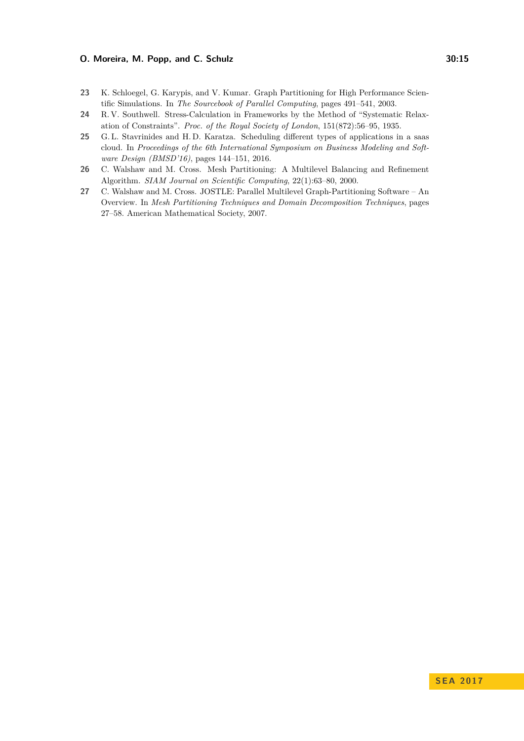23. K. Schloegel, G. Karypis, and V. Kumar. Graph Partitioning for High Performance Scientific Simulations. In *The Sourcebook of Parallel Computing*, pages 491–541, 2003.
24. R. V. Southwell. Stress-Calculation in Frameworks by the Method of "Systematic Relaxation of Constraints". *Proc. of the Royal Society of London*, 151(872):56–95, 1935.
25. G. L. Stavrinides and H. D. Karatza. Scheduling different types of applications in a saas cloud. In *Proceedings of the 6th International Symposium on Business Modeling and Software Design (BMSD'16)*, pages 144–151, 2016.
26. C. Walshaw and M. Cross. Mesh Partitioning: A Multilevel Balancing and Refinement Algorithm. *SIAM Journal on Scientific Computing*, 22(1):63–80, 2000.
27. C. Walshaw and M. Cross. JOSTLE: Parallel Multilevel Graph-Partitioning Software – An Overview. In *Mesh Partitioning Techniques and Domain Decomposition Techniques*, pages 27–58. American Mathematical Society, 2007.